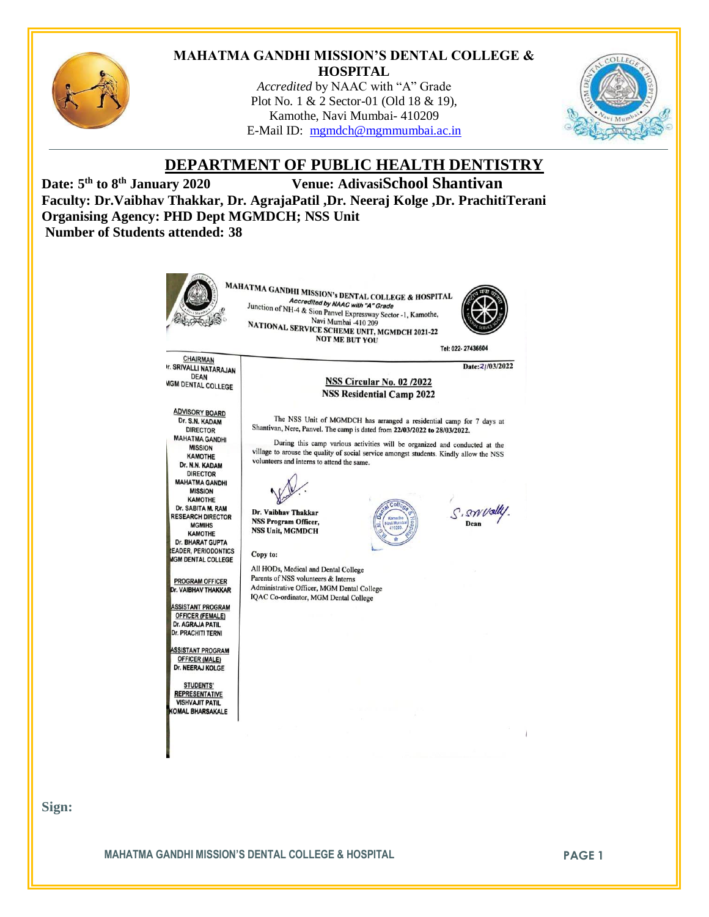# MAHATMA GANDHI MISSION'S DENTAL COLLEGE & HOSPITAL

*Accredited* by NAAC with "A" Grade
Plot No. 1 & 2 Sector-01 (Old 18 & 19),
Kamothe, Navi Mumbai- 410209
E-Mail ID: mgmdch@mgmmumbai.ac.in

## DEPARTMENT OF PUBLIC HEALTH DENTISTRY

**Date: 5th to 8th January 2020** **Venue: AdivasiSchool Shantivan**

**Faculty: Dr.Vaibhav Thakkar, Dr. AgrajaPatil ,Dr. Neeraj Kolge ,Dr. PrachitiTerani**

**Organising Agency: PHD Dept MGMDCH; NSS Unit**

**Number of Students attended: 38**

MAHATMA GANDHI MISSION's DENTAL COLLEGE & HOSPITAL
*Accredited by NAAC with "A" Grade*
Junction of NH-4 & Sion Panvel Expressway Sector -1, Kamothe,
Navi Mumbai -410 209
NATIONAL SERVICE SCHEME UNIT, MGMDCH 2021-22
NOT ME BUT YOU

Tel: 022- 27436604

**CHAIRMAN**
Dr. SRIVALLI NATARAJAN
DEAN
MGM DENTAL COLLEGE

**ADVISORY BOARD**
Dr. S.N. KADAM
DIRECTOR
MAHATMA GANDHI MISSION
KAMOTHE
Dr. N.N. KADAM
DIRECTOR
MAHATMA GANDHI MISSION
KAMOTHE
Dr. SABITA M. RAM
RESEARCH DIRECTOR
MGMIHS
KAMOTHE
Dr. BHARAT GUPTA
READER, PERIODONTICS
MGM DENTAL COLLEGE

**PROGRAM OFFICER**
Dr. VAIBHAV THAKKAR

**ASSISTANT PROGRAM OFFICER (FEMALE)**
Dr. AGRAJA PATIL
Dr. PRACHITI TERNI

**ASSISTANT PROGRAM OFFICER (MALE)**
Dr. NEERAJ KOLGE

**STUDENTS' REPRESENTATIVE**
VISHVAJIT PATIL
KOMAL BHARSAKALE

Date: 21/03/2022

**NSS Circular No. 02 /2022**
**NSS Residential Camp 2022**

The NSS Unit of MGMDCH has arranged a residential camp for 7 days at Shantivan, Nere, Panvel. The camp is dated from **22/03/2022 to 28/03/2022.**

During this camp various activities will be organized and conducted at the village to arouse the quality of social service amongst students. Kindly allow the NSS volunteers and interns to attend the same.

**Dr. Vaibhav Thakkar**
**NSS Program Officer,**
**NSS Unit, MGMDCH**

S. Srivally
**Dean**

Copy to:

All HODs, Medical and Dental College
Parents of NSS volunteers & Interns
Administrative Officer, MGM Dental College
IQAC Co-ordinator, MGM Dental College

**Sign:**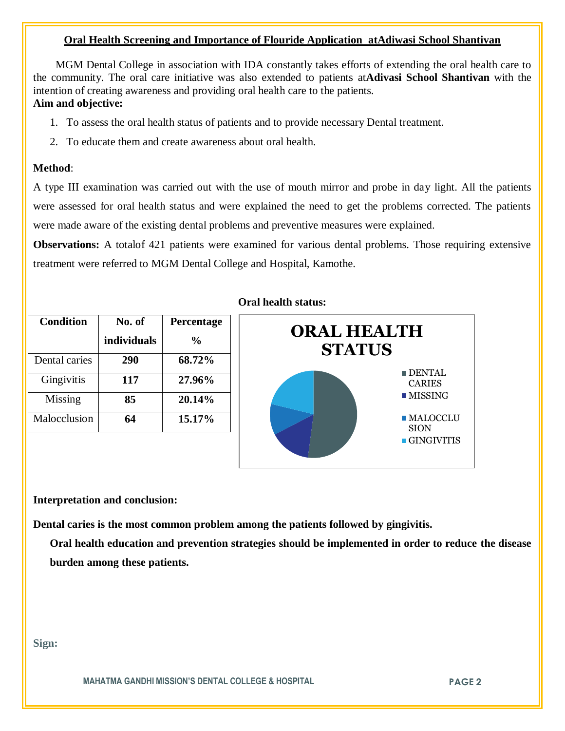## Oral Health Screening and Importance of Flouride Application atAdiwasi School Shantivan

MGM Dental College in association with IDA constantly takes efforts of extending the oral health care to the community. The oral care initiative was also extended to patients at**Adivasi School Shantivan** with the intention of creating awareness and providing oral health care to the patients.

**Aim and objective:**

1. To assess the oral health status of patients and to provide necessary Dental treatment.
2. To educate them and create awareness about oral health.

**Method**:

A type III examination was carried out with the use of mouth mirror and probe in day light. All the patients were assessed for oral health status and were explained the need to get the problems corrected. The patients were made aware of the existing dental problems and preventive measures were explained.

**Observations:** A totalof 421 patients were examined for various dental problems. Those requiring extensive treatment were referred to MGM Dental College and Hospital, Kamothe.

**Oral health status:**

| Condition | No. of individuals | Percentage % |
|---|---|---|
| Dental caries | **290** | **68.72%** |
| Gingivitis | **117** | **27.96%** |
| Missing | **85** | **20.14%** |
| Malocclusion | **64** | **15.17%** |

ORAL HEALTH STATUS

- DENTAL CARIES
- MISSING
- MALOCCLUSION
- GINGIVITIS

**Interpretation and conclusion:**

**Dental caries is the most common problem among the patients followed by gingivitis.**

**Oral health education and prevention strategies should be implemented in order to reduce the disease burden among these patients.**

**Sign:**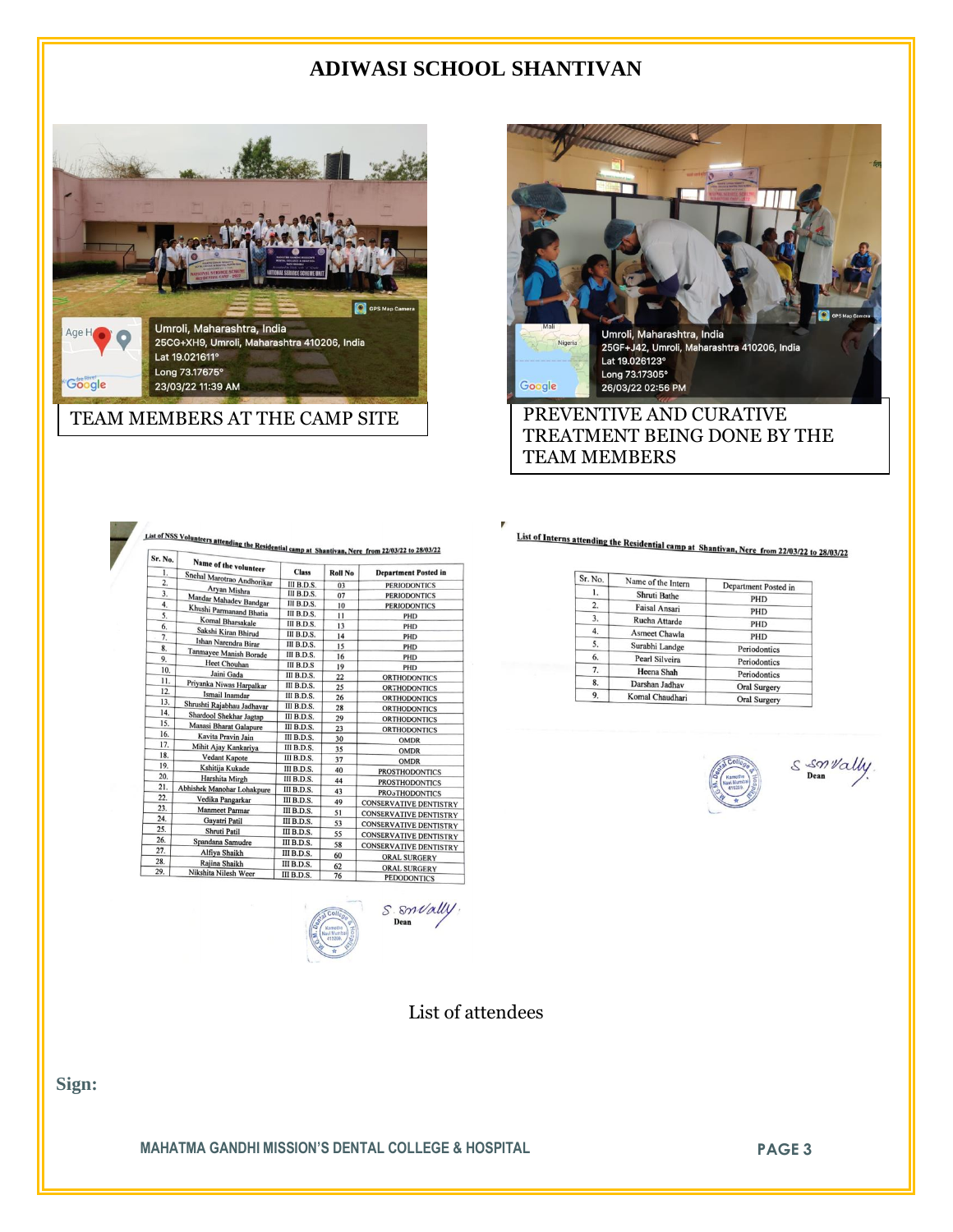# ADIWASI SCHOOL SHANTIVAN

Umroli, Maharashtra, India
25CG+XH9, Umroli, Maharashtra 410206, India
Lat 19.021611°
Long 73.17675°
23/03/22 11:39 AM

TEAM MEMBERS AT THE CAMP SITE

Umroli, Maharashtra, India
25GF+J42, Umroli, Maharashtra 410206, India
Lat 19.026123°
Long 73.17305°
26/03/22 02:56 PM

PREVENTIVE AND CURATIVE TREATMENT BEING DONE BY THE TEAM MEMBERS

**List of NSS Volunteers attending the Residential camp at Shantivan, Nere from 22/03/22 to 28/03/22**

| Sr. No. | Name of the volunteer | Class | Roll No | Department Posted in |
|---|---|---|---|---|
| 1. | Snehal Marotrao Andhorikar | III B.D.S. | 03 | PERIODONTICS |
| 2. | Aryan Mishra | III B.D.S. | 07 | PERIODONTICS |
| 3. | Mandar Mahadev Bandgar | III B.D.S. | 10 | PERIODONTICS |
| 4. | Khushi Parmanand Bhatia | III B.D.S. | 11 | PHD |
| 5. | Komal Bharsakale | III B.D.S. | 13 | PHD |
| 6. | Sakshi Kiran Bhirud | III B.D.S. | 14 | PHD |
| 7. | Ishan Narendra Birar | III B.D.S. | 15 | PHD |
| 8. | Tanmayee Manish Borade | III B.D.S. | 16 | PHD |
| 9. | Heet Chouhan | III B.D.S | 19 | PHD |
| 10. | Jaini Gada | III B.D.S. | 22 | ORTHODONTICS |
| 11. | Priyanka Niwas Harpalkar | III B.D.S. | 25 | ORTHODONTICS |
| 12. | Ismail Inamdar | III B.D.S. | 26 | ORTHODONTICS |
| 13. | Shrushti Rajabhau Jadhavar | III B.D.S. | 28 | ORTHODONTICS |
| 14. | Shardool Shekhar Jagtap | III B.D.S. | 29 | ORTHODONTICS |
| 15. | Manasi Bharat Galapure | III B.D.S. | 23 | ORTHODONTICS |
| 16. | Kavita Pravin Jain | III B.D.S. | 30 | OMDR |
| 17. | Mihit Ajay Kankariya | III B.D.S. | 35 | OMDR |
| 18. | Vedant Kapote | III B.D.S. | 37 | OMDR |
| 19. | Kshitija Kukade | III B.D.S. | 40 | PROSTHODONTICS |
| 20. | Harshita Mirgh | III B.D.S. | 44 | PROSTHODONTICS |
| 21. | Abhishek Manohar Lohakpure | III B.D.S. | 43 | PROSTHODONTICS |
| 22. | Vedika Pangarkar | III B.D.S. | 49 | CONSERVATIVE DENTISTRY |
| 23. | Manmeet Parmar | III B.D.S. | 51 | CONSERVATIVE DENTISTRY |
| 24. | Gayatri Patil | III B.D.S. | 53 | CONSERVATIVE DENTISTRY |
| 25. | Shruti Patil | III B.D.S. | 55 | CONSERVATIVE DENTISTRY |
| 26. | Spandana Samudre | III B.D.S. | 58 | CONSERVATIVE DENTISTRY |
| 27. | Alfiya Shaikh | III B.D.S. | 60 | ORAL SURGERY |
| 28. | Rajina Shaikh | III B.D.S. | 62 | ORAL SURGERY |
| 29. | Nikshita Nilesh Weer | III B.D.S. | 76 | PEDODONTICS |

Dean

**List of Interns attending the Residential camp at Shantivan, Nere from 22/03/22 to 28/03/22**

| Sr. No. | Name of the Intern | Department Posted in |
|---|---|---|
| 1. | Shruti Bathe | PHD |
| 2. | Faisal Ansari | PHD |
| 3. | Rucha Attarde | PHD |
| 4. | Asmeet Chawla | PHD |
| 5. | Surabhi Landge | Periodontics |
| 6. | Pearl Silveira | Periodontics |
| 7. | Heena Shah | Periodontics |
| 8. | Darshan Jadhav | Oral Surgery |
| 9. | Komal Chaudhari | Oral Surgery |

Dean

List of attendees

**Sign:**

MAHATMA GANDHI MISSION'S DENTAL COLLEGE & HOSPITAL